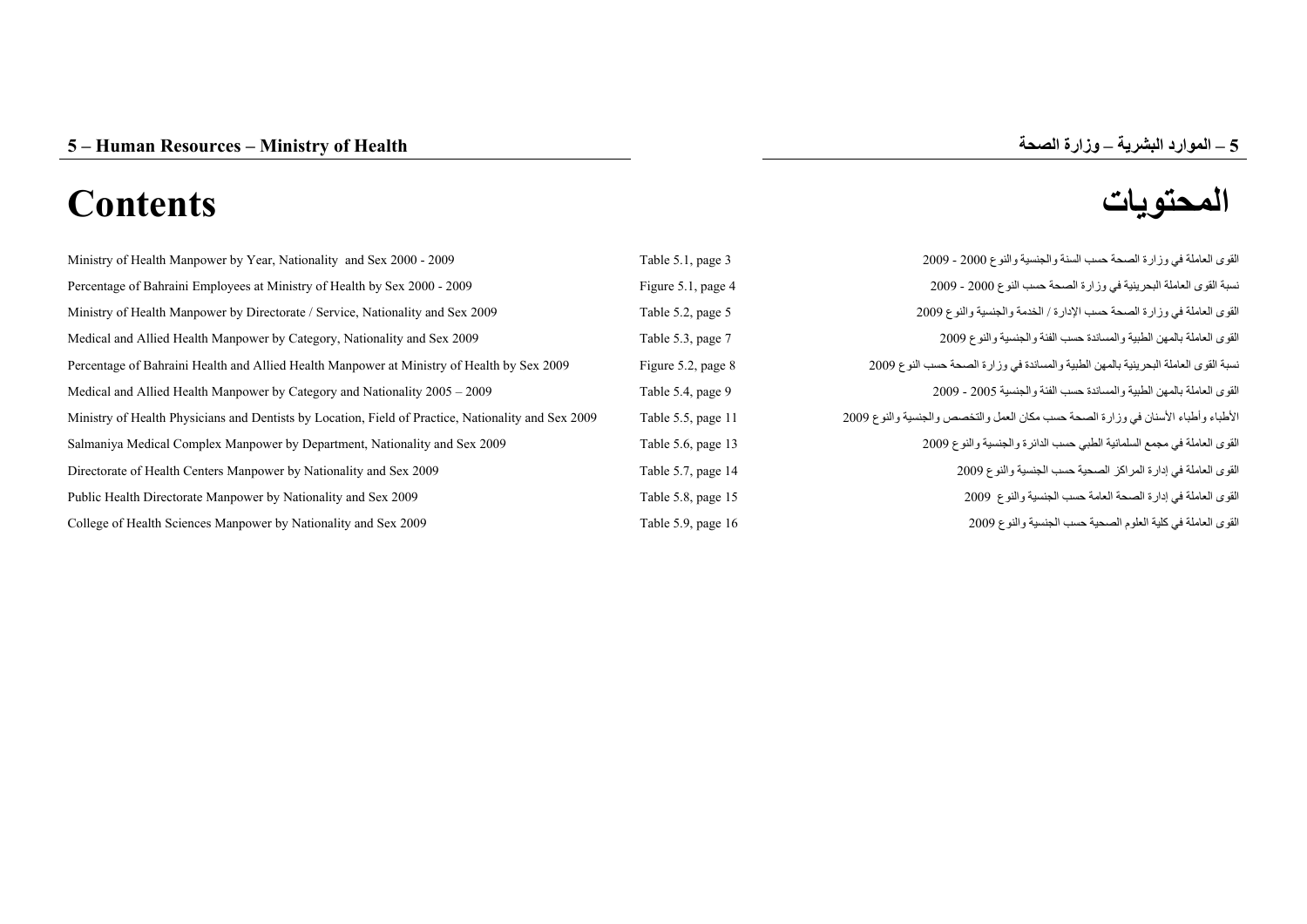# 5 – Human Resources – Ministry of Health

# 5 – الموارد البشرية – وزارة الصحة

# Contents

# المحتويات

| | | |
|---|---|---|
| Ministry of Health Manpower by Year, Nationality and Sex 2000 - 2009 | Table 5.1, page 3 | القوى العاملة في وزارة الصحة حسب السنة والجنسية والنوع 2000 - 2009 |
| Percentage of Bahraini Employees at Ministry of Health by Sex 2000 - 2009 | Figure 5.1, page 4 | نسبة القوى العاملة البحرينية في وزارة الصحة حسب النوع 2000 - 2009 |
| Ministry of Health Manpower by Directorate / Service, Nationality and Sex 2009 | Table 5.2, page 5 | القوى العاملة في وزارة الصحة حسب الإدارة / الخدمة والجنسية والنوع 2009 |
| Medical and Allied Health Manpower by Category, Nationality and Sex 2009 | Table 5.3, page 7 | القوى العاملة بالمهن الطبية والمساندة حسب الفئة والجنسية والنوع 2009 |
| Percentage of Bahraini Health and Allied Health Manpower at Ministry of Health by Sex 2009 | Figure 5.2, page 8 | نسبة القوى العاملة البحرينية بالمهن الطبية والمساندة في وزارة الصحة حسب النوع 2009 |
| Medical and Allied Health Manpower by Category and Nationality 2005 – 2009 | Table 5.4, page 9 | القوى العاملة بالمهن الطبية والمساندة حسب الفئة والجنسية 2005 - 2009 |
| Ministry of Health Physicians and Dentists by Location, Field of Practice, Nationality and Sex 2009 | Table 5.5, page 11 | الأطباء وأطباء الأسنان في وزارة الصحة حسب مكان العمل والتخصص والجنسية والنوع 2009 |
| Salmaniya Medical Complex Manpower by Department, Nationality and Sex 2009 | Table 5.6, page 13 | القوى العاملة في مجمع السلمانية الطبي حسب الدائرة والجنسية والنوع 2009 |
| Directorate of Health Centers Manpower by Nationality and Sex 2009 | Table 5.7, page 14 | القوى العاملة في إدارة المراكز الصحية حسب الجنسية والنوع 2009 |
| Public Health Directorate Manpower by Nationality and Sex 2009 | Table 5.8, page 15 | القوى العاملة في إدارة الصحة العامة حسب الجنسية والنوع 2009 |
| College of Health Sciences Manpower by Nationality and Sex 2009 | Table 5.9, page 16 | القوى العاملة في كلية العلوم الصحية حسب الجنسية والنوع 2009 |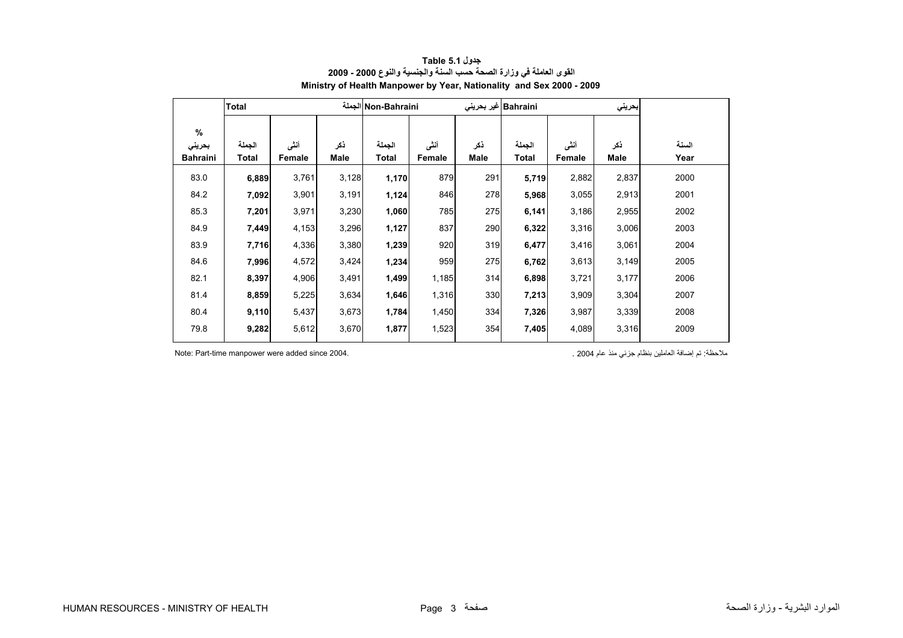**Table 5.1 جدول**

**القوى العاملة في وزارة الصحة حسب السنة والجنسية والنوع 2000 - 2009**

**Ministry of Health Manpower by Year, Nationality and Sex 2000 - 2009**

| % | Total | | الجملة | Non-Bahraini | | غير بحريني | Bahraini | | بحريني | |
|---|---|---|---|---|---|---|---|---|---|---|
| % بحريني Bahraini | الجملة Total | أنثى Female | ذكر Male | الجملة Total | أنثى Female | ذكر Male | الجملة Total | أنثى Female | ذكر Male | السنة Year |
| 83.0 | **6,889** | 3,761 | 3,128 | **1,170** | 879 | 291 | **5,719** | 2,882 | 2,837 | 2000 |
| 84.2 | **7,092** | 3,901 | 3,191 | **1,124** | 846 | 278 | **5,968** | 3,055 | 2,913 | 2001 |
| 85.3 | **7,201** | 3,971 | 3,230 | **1,060** | 785 | 275 | **6,141** | 3,186 | 2,955 | 2002 |
| 84.9 | **7,449** | 4,153 | 3,296 | **1,127** | 837 | 290 | **6,322** | 3,316 | 3,006 | 2003 |
| 83.9 | **7,716** | 4,336 | 3,380 | **1,239** | 920 | 319 | **6,477** | 3,416 | 3,061 | 2004 |
| 84.6 | **7,996** | 4,572 | 3,424 | **1,234** | 959 | 275 | **6,762** | 3,613 | 3,149 | 2005 |
| 82.1 | **8,397** | 4,906 | 3,491 | **1,499** | 1,185 | 314 | **6,898** | 3,721 | 3,177 | 2006 |
| 81.4 | **8,859** | 5,225 | 3,634 | **1,646** | 1,316 | 330 | **7,213** | 3,909 | 3,304 | 2007 |
| 80.4 | **9,110** | 5,437 | 3,673 | **1,784** | 1,450 | 334 | **7,326** | 3,987 | 3,339 | 2008 |
| 79.8 | **9,282** | 5,612 | 3,670 | **1,877** | 1,523 | 354 | **7,405** | 4,089 | 3,316 | 2009 |

Note: Part-time manpower were added since 2004.

ملاحظة: تم إضافة العاملين بنظام جزئي منذ عام 2004 .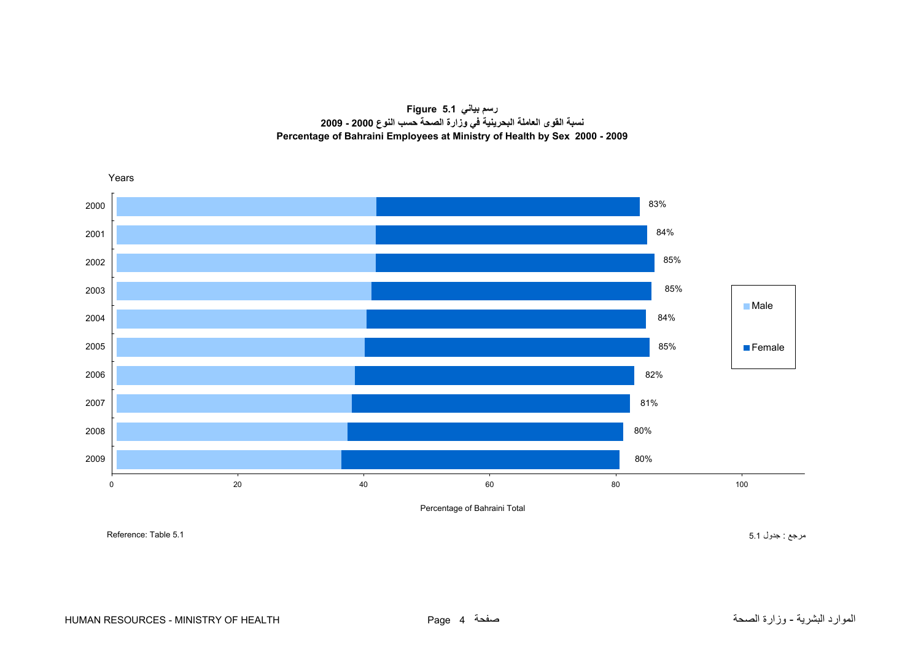**Figure 5.1 رسم بياني**

**نسبة القوى العاملة البحرينية في وزارة الصحة حسب النوع 2000 - 2009**

**Percentage of Bahraini Employees at Ministry of Health by Sex 2000 - 2009**

| Years | Total |
|---|---|
| 2000 | 83% |
| 2001 | 84% |
| 2002 | 85% |
| 2003 | 85% |
| 2004 | 84% |
| 2005 | 85% |
| 2006 | 82% |
| 2007 | 81% |
| 2008 | 80% |
| 2009 | 80% |

Legend: Male, Female

Percentage of Bahraini Total

Reference: Table 5.1

مرجع : جدول 5.1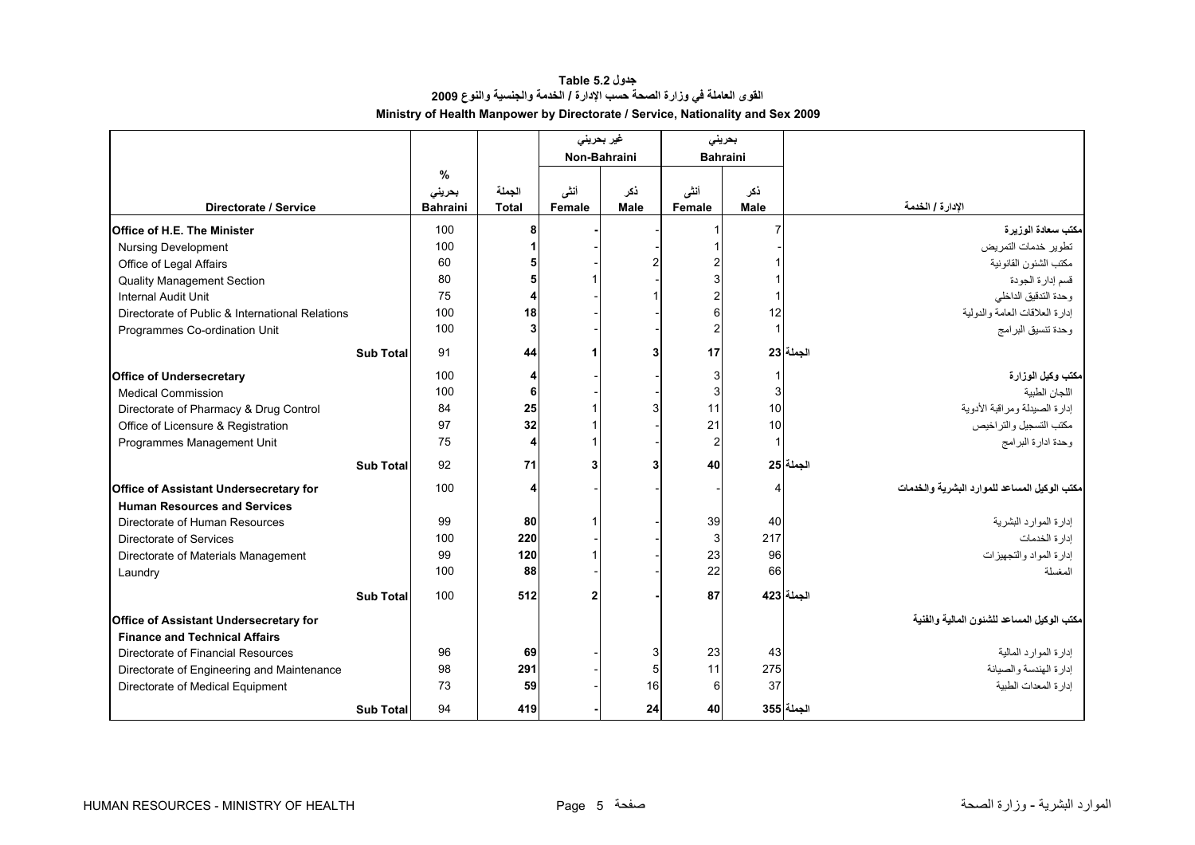# جدول Table 5.2

## القوى العاملة في وزارة الصحة حسب الإدارة / الخدمة والجنسية والنوع 2009

## Ministry of Health Manpower by Directorate / Service, Nationality and Sex 2009

| | % | | غير بحريني Non-Bahraini | | بحريني Bahraini | | |
|---|---|---|---|---|---|---|---|
| Directorate / Service | بحريني Bahraini | الجملة Total | أنثى Female | ذكر Male | أنثى Female | ذكر Male | الإدارة / الخدمة |
| **Office of H.E. The Minister** | 100 | 8 | - | - | 1 | 7 | **مكتب سعادة الوزيرة** |
| Nursing Development | 100 | 1 | - | - | 1 | - | تطوير خدمات التمريض |
| Office of Legal Affairs | 60 | 5 | - | 2 | 2 | 1 | مكتب الشئون القانونية |
| Quality Management Section | 80 | 5 | 1 | - | 3 | 1 | قسم إدارة الجودة |
| Internal Audit Unit | 75 | 4 | - | 1 | 2 | 1 | وحدة التدقيق الداخلي |
| Directorate of Public & International Relations | 100 | 18 | - | - | 6 | 12 | إدارة العلاقات العامة والدولية |
| Programmes Co-ordination Unit | 100 | 3 | - | - | 2 | 1 | وحدة تنسيق البرامج |
| **Sub Total** | 91 | **44** | **1** | **3** | **17** | **23** | **الجملة** |
| **Office of Undersecretary** | 100 | 4 | - | - | 3 | 1 | **مكتب وكيل الوزارة** |
| Medical Commission | 100 | 6 | - | - | 3 | 3 | اللجان الطبية |
| Directorate of Pharmacy & Drug Control | 84 | 25 | 1 | 3 | 11 | 10 | إدارة الصيدلة ومراقبة الأدوية |
| Office of Licensure & Registration | 97 | 32 | 1 | - | 21 | 10 | مكتب التسجيل والتراخيص |
| Programmes Management Unit | 75 | 4 | 1 | - | 2 | 1 | وحدة ادارة البرامج |
| **Sub Total** | 92 | **71** | **3** | **3** | **40** | **25** | **الجملة** |
| **Office of Assistant Undersecretary for Human Resources and Services** | 100 | 4 | - | - | - | 4 | **مكتب الوكيل المساعد للموارد البشرية والخدمات** |
| Directorate of Human Resources | 99 | 80 | 1 | - | 39 | 40 | إدارة الموارد البشرية |
| Directorate of Services | 100 | 220 | - | - | 3 | 217 | إدارة الخدمات |
| Directorate of Materials Management | 99 | 120 | 1 | - | 23 | 96 | إدارة المواد والتجهيزات |
| Laundry | 100 | 88 | - | - | 22 | 66 | المغسلة |
| **Sub Total** | 100 | **512** | **2** | **-** | **87** | **423** | **الجملة** |
| **Office of Assistant Undersecretary for Finance and Technical Affairs** | | | | | | | **مكتب الوكيل المساعد للشئون المالية والفنية** |
| Directorate of Financial Resources | 96 | 69 | - | 3 | 23 | 43 | إدارة الموارد المالية |
| Directorate of Engineering and Maintenance | 98 | 291 | - | 5 | 11 | 275 | إدارة الهندسة والصيانة |
| Directorate of Medical Equipment | 73 | 59 | - | 16 | 6 | 37 | إدارة المعدات الطبية |
| **Sub Total** | 94 | **419** | **-** | **24** | **40** | **355** | **الجملة** |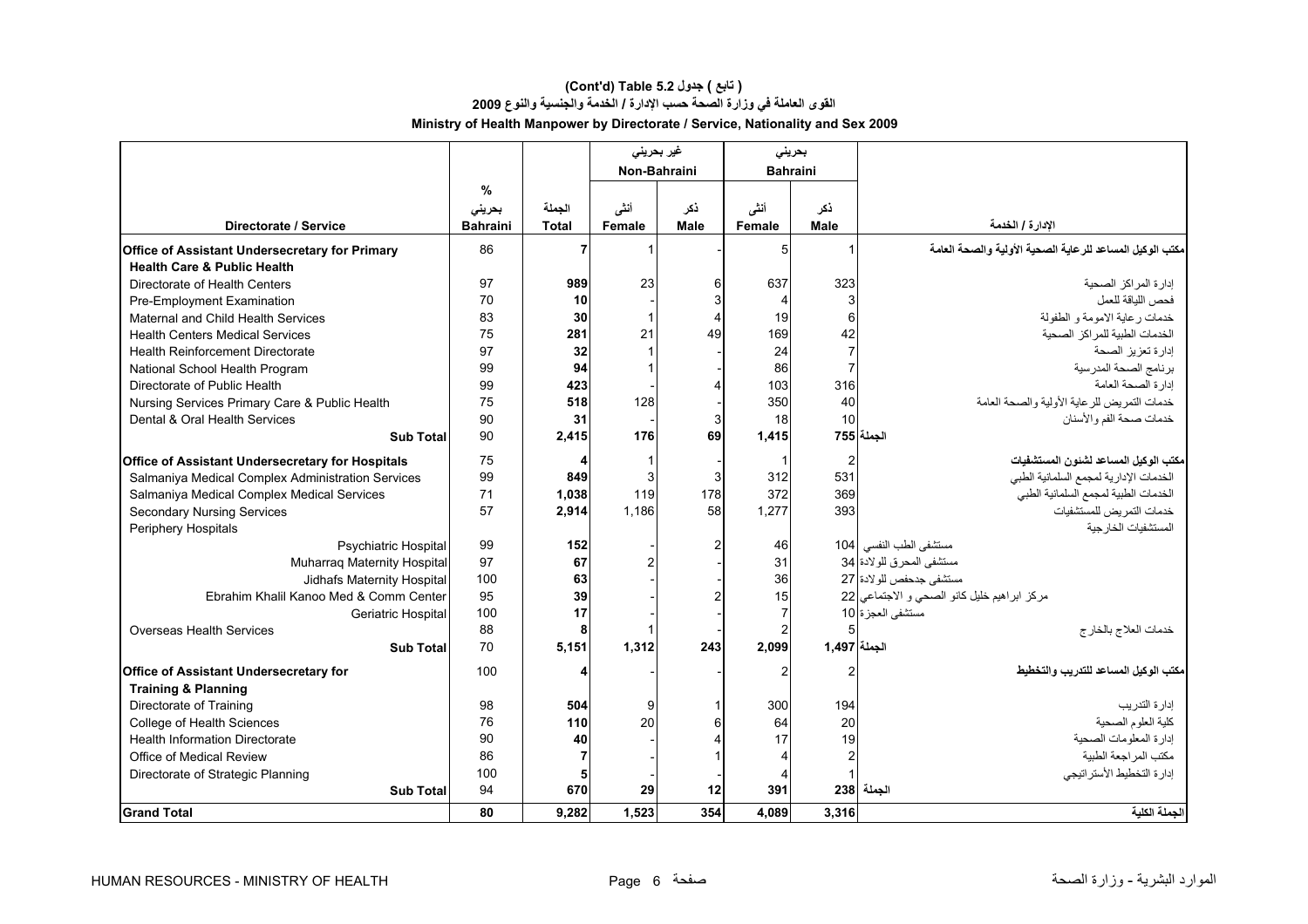## (Cont'd) Table 5.2 ( تابع ) جدول

## القوى العاملة في وزارة الصحة حسب الإدارة / الخدمة والجنسية والنوع 2009

## Ministry of Health Manpower by Directorate / Service, Nationality and Sex 2009

| Directorate / Service | % بحريني Bahraini | الجملة Total | غير بحريني Non-Bahraini أنثى Female | ذكر Male | بحريني Bahraini أنثى Female | ذكر Male | الإدارة / الخدمة |
|---|---|---|---|---|---|---|---|
| **Office of Assistant Undersecretary for Primary Health Care & Public Health** | 86 | **7** | 1 | - | 5 | 1 | **مكتب الوكيل المساعد للرعاية الصحية الأولية والصحة العامة** |
| Directorate of Health Centers | 97 | **989** | 23 | 6 | 637 | 323 | إدارة المراكز الصحية |
| Pre-Employment Examination | 70 | **10** | - | 3 | 4 | 3 | فحص اللياقة للعمل |
| Maternal and Child Health Services | 83 | **30** | 1 | 4 | 19 | 6 | خدمات رعاية الامومة و الطفولة |
| Health Centers Medical Services | 75 | **281** | 21 | 49 | 169 | 42 | الخدمات الطبية للمراكز الصحية |
| Health Reinforcement Directorate | 97 | **32** | 1 | - | 24 | 7 | إدارة تعزيز الصحة |
| National School Health Program | 99 | **94** | 1 | - | 86 | 7 | برنامج الصحة المدرسية |
| Directorate of Public Health | 99 | **423** | - | 4 | 103 | 316 | إدارة الصحة العامة |
| Nursing Services Primary Care & Public Health | 75 | **518** | 128 | - | 350 | 40 | خدمات التمريض للرعاية الأولية والصحة العامة |
| Dental & Oral Health Services | 90 | **31** | - | 3 | 18 | 10 | خدمات صحة الفم والأسنان |
| **Sub Total** | 90 | **2,415** | **176** | **69** | **1,415** | **755** | **الجملة** |
| **Office of Assistant Undersecretary for Hospitals** | 75 | **4** | 1 | - | 1 | 2 | **مكتب الوكيل المساعد لشئون المستشفيات** |
| Salmaniya Medical Complex Administration Services | 99 | **849** | 3 | 3 | 312 | 531 | الخدمات الإدارية لمجمع السلمانية الطبي |
| Salmaniya Medical Complex Medical Services | 71 | **1,038** | 119 | 178 | 372 | 369 | الخدمات الطبية لمجمع السلمانية الطبي |
| Secondary Nursing Services | 57 | **2,914** | 1,186 | 58 | 1,277 | 393 | خدمات التمريض للمستشفيات |
| Periphery Hospitals | | | | | | | المستشفيات الخارجية |
| Psychiatric Hospital | 99 | **152** | - | 2 | 46 | 104 | مستشفى الطب النفسي |
| Muharraq Maternity Hospital | 97 | **67** | 2 | - | 31 | 34 | مستشفى المحرق للولادة |
| Jidhafs Maternity Hospital | 100 | **63** | - | - | 36 | 27 | مستشفى جدحفص للولادة |
| Ebrahim Khalil Kanoo Med & Comm Center | 95 | **39** | - | 2 | 15 | 22 | مركز ابراهيم خليل كانو الصحي و الاجتماعي |
| Geriatric Hospital | 100 | **17** | - | - | 7 | 10 | مستشفى العجزة |
| Overseas Health Services | 88 | **8** | 1 | - | 2 | 5 | خدمات العلاج بالخارج |
| **Sub Total** | 70 | **5,151** | **1,312** | **243** | **2,099** | **1,497** | **الجملة** |
| **Office of Assistant Undersecretary for Training & Planning** | 100 | **4** | - | - | 2 | 2 | **مكتب الوكيل المساعد للتدريب والتخطيط** |
| Directorate of Training | 98 | **504** | 9 | 1 | 300 | 194 | إدارة التدريب |
| College of Health Sciences | 76 | **110** | 20 | 6 | 64 | 20 | كلية العلوم الصحية |
| Health Information Directorate | 90 | **40** | - | 4 | 17 | 19 | إدارة المعلومات الصحية |
| Office of Medical Review | 86 | **7** | - | 1 | 4 | 2 | مكتب المراجعة الطبية |
| Directorate of Strategic Planning | 100 | **5** | - | - | 4 | 1 | إدارة التخطيط الأستراتيجي |
| **Sub Total** | 94 | **670** | **29** | **12** | **391** | **238** | **الجملة** |
| **Grand Total** | **80** | **9,282** | **1,523** | **354** | **4,089** | **3,316** | **الجملة الكلية** |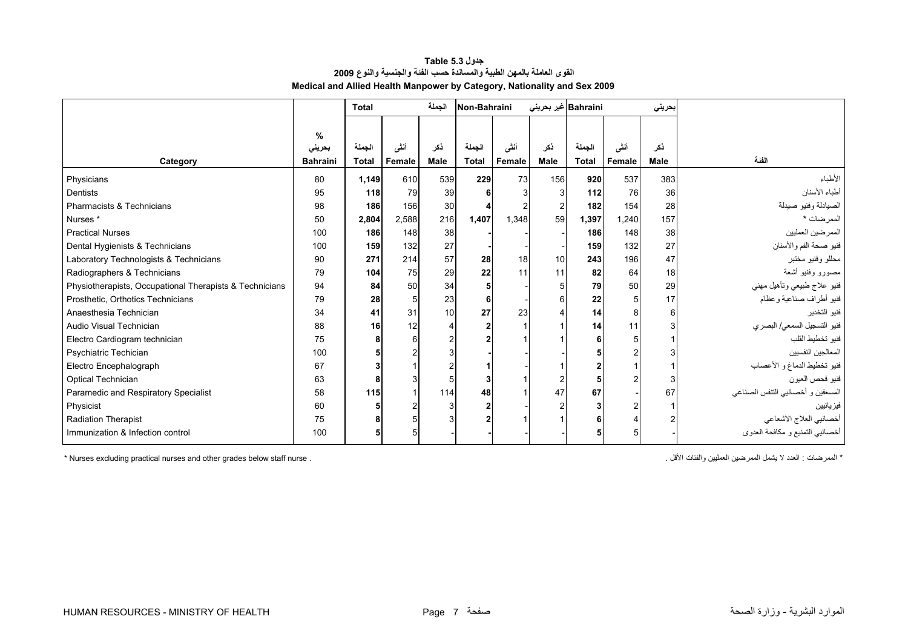# جدول Table 5.3

## القوى العاملة بالمهن الطبية والمساندة حسب الفئة والجنسية والنوع 2009

## Medical and Allied Health Manpower by Category, Nationality and Sex 2009

| Category | % بحريني Bahraini | Total الجملة | | الجملة | Non-Bahraini | | غير بحريني | Bahraini | | بحريني | الفئة |
|---|---|---|---|---|---|---|---|---|---|---|---|
| | | الجملة Total | أنثى Female | ذكر Male | الجملة Total | أنثى Female | ذكر Male | الجملة Total | أنثى Female | ذكر Male | |
| Physicians | 80 | **1,149** | 610 | 539 | **229** | 73 | 156 | **920** | 537 | 383 | الأطباء |
| Dentists | 95 | **118** | 79 | 39 | **6** | 3 | 3 | **112** | 76 | 36 | أطباء الأسنان |
| Pharmacists & Technicians | 98 | **186** | 156 | 30 | **4** | 2 | 2 | **182** | 154 | 28 | الصيادلة وفنيو صيدلة |
| Nurses * | 50 | **2,804** | 2,588 | 216 | **1,407** | 1,348 | 59 | **1,397** | 1,240 | 157 | الممرضات * |
| Practical Nurses | 100 | **186** | 148 | 38 | **-** | - | - | **186** | 148 | 38 | الممرضين العمليين |
| Dental Hygienists & Technicians | 100 | **159** | 132 | 27 | **-** | - | - | **159** | 132 | 27 | فنيو صحة الفم والأسنان |
| Laboratory Technologists & Technicians | 90 | **271** | 214 | 57 | **28** | 18 | 10 | **243** | 196 | 47 | محللو وفنيو مختبر |
| Radiographers & Technicians | 79 | **104** | 75 | 29 | **22** | 11 | 11 | **82** | 64 | 18 | مصورو وفنيو أشعة |
| Physiotherapists, Occupational Therapists & Technicians | 94 | **84** | 50 | 34 | **5** | - | 5 | **79** | 50 | 29 | فنيو علاج طبيعي وتأهيل مهني |
| Prosthetic, Orthotics Technicians | 79 | **28** | 5 | 23 | **6** | - | 6 | **22** | 5 | 17 | فنيو أطراف صناعية وعظام |
| Anaesthesia Technician | 34 | **41** | 31 | 10 | **27** | 23 | 4 | **14** | 8 | 6 | فنيو التخدير |
| Audio Visual Technician | 88 | **16** | 12 | 4 | **2** | 1 | 1 | **14** | 11 | 3 | فنيو التسجيل السمعي/ البصري |
| Electro Cardiogram technician | 75 | **8** | 6 | 2 | **2** | 1 | 1 | **6** | 5 | 1 | فنيو تخطيط القلب |
| Psychiatric Techician | 100 | **5** | 2 | 3 | **-** | - | - | **5** | 2 | 3 | المعالجين النفسيين |
| Electro Encephalograph | 67 | **3** | 1 | 2 | **1** | - | 1 | **2** | 1 | 1 | فنيو تخطيط الدماغ و الأعصاب |
| Optical Technician | 63 | **8** | 3 | 5 | **3** | 1 | 2 | **5** | 2 | 3 | فنيو فحص العيون |
| Paramedic and Respiratory Specialist | 58 | **115** | 1 | 114 | **48** | 1 | 47 | **67** | - | 67 | المسعفين و أخصائيي التنفس الصناعي |
| Physicist | 60 | **5** | 2 | 3 | **2** | - | 2 | **3** | 2 | 1 | فيزيائيين |
| Radiation Therapist | 75 | **8** | 5 | 3 | **2** | 1 | 1 | **6** | 4 | 2 | أخصائيي العلاج الاشعاعي |
| Immunization & Infection control | 100 | **5** | 5 | - | **-** | - | - | **5** | 5 | - | أخصائيي التمنيع و مكافحة العدوى |

* Nurses excluding practical nurses and other grades below staff nurse .

* الممرضات : العدد لا يشمل الممرضين العمليين والفئات الأقل .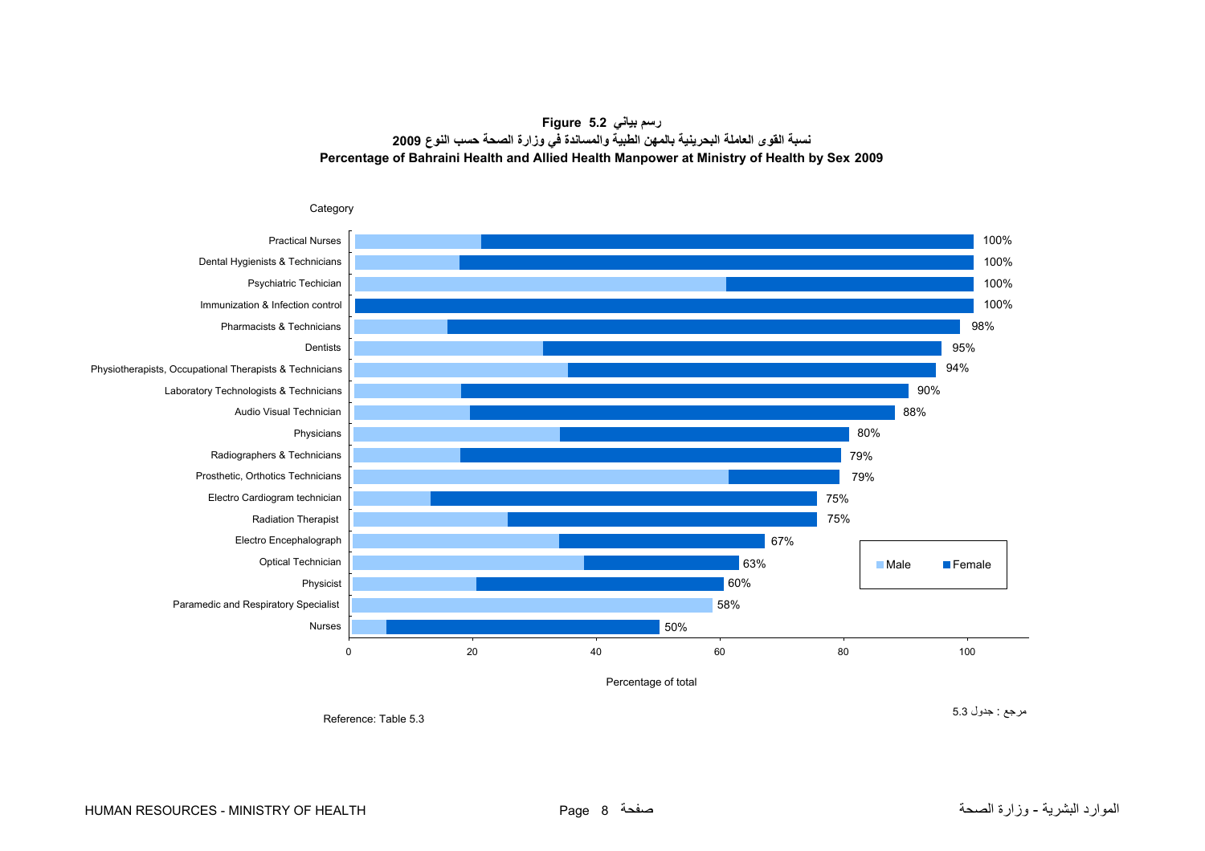**Figure 5.2 رسم بياني**

**نسبة القوى العاملة البحرينية بالمهن الطبية والمساندة في وزارة الصحة حسب النوع 2009**

**Percentage of Bahraini Health and Allied Health Manpower at Ministry of Health by Sex 2009**

| Category | Total |
|---|---|
| Practical Nurses | 100% |
| Dental Hygienists & Technicians | 100% |
| Psychiatric Techician | 100% |
| Immunization & Infection control | 100% |
| Pharmacists & Technicians | 98% |
| Dentists | 95% |
| Physiotherapists, Occupational Therapists & Technicians | 94% |
| Laboratory Technologists & Technicians | 90% |
| Audio Visual Technician | 88% |
| Physicians | 80% |
| Radiographers & Technicians | 79% |
| Prosthetic, Orthotics Technicians | 79% |
| Electro Cardiogram technician | 75% |
| Radiation Therapist | 75% |
| Electro Encephalograph | 67% |
| Optical Technician | 63% |
| Physicist | 60% |
| Paramedic and Respiratory Specialist | 58% |
| Nurses | 50% |

Legend: Male, Female

Percentage of total

Reference: Table 5.3

مرجع : جدول 5.3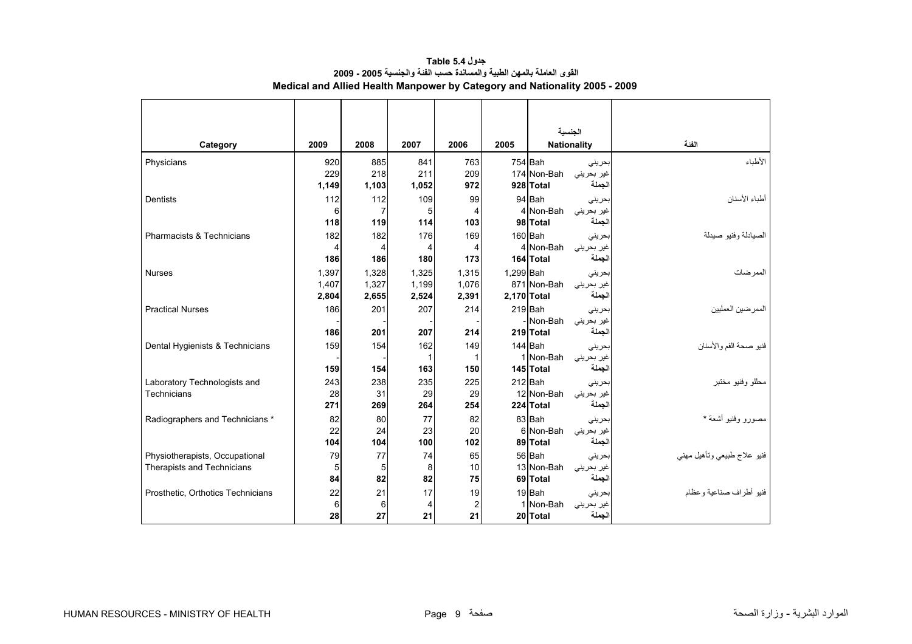# جدول 5.4 Table

## القوى العاملة بالمهن الطبية والمساندة حسب الفئة والجنسية 2005 - 2009

## Medical and Allied Health Manpower by Category and Nationality 2005 - 2009

| Category | 2009 | 2008 | 2007 | 2006 | 2005 | Nationality الجنسية | | الفئة |
|---|---|---|---|---|---|---|---|---|
| Physicians | 920 | 885 | 841 | 763 | 754 | Bah | بحريني | الأطباء |
| | 229 | 218 | 211 | 209 | 174 | Non-Bah | غير بحريني | |
| | **1,149** | **1,103** | **1,052** | **972** | **928** | **Total** | **الجملة** | |
| Dentists | 112 | 112 | 109 | 99 | 94 | Bah | بحريني | أطباء الأسنان |
| | 6 | 7 | 5 | 4 | 4 | Non-Bah | غير بحريني | |
| | **118** | **119** | **114** | **103** | **98** | **Total** | **الجملة** | |
| Pharmacists & Technicians | 182 | 182 | 176 | 169 | 160 | Bah | بحريني | الصيادلة وفنيو صيدلة |
| | 4 | 4 | 4 | 4 | 4 | Non-Bah | غير بحريني | |
| | **186** | **186** | **180** | **173** | **164** | **Total** | **الجملة** | |
| Nurses | 1,397 | 1,328 | 1,325 | 1,315 | 1,299 | Bah | بحريني | الممرضات |
| | 1,407 | 1,327 | 1,199 | 1,076 | 871 | Non-Bah | غير بحريني | |
| | **2,804** | **2,655** | **2,524** | **2,391** | **2,170** | **Total** | **الجملة** | |
| Practical Nurses | 186 | 201 | 207 | 214 | 219 | Bah | بحريني | الممرضين العمليين |
| | - | - | - | - | - | Non-Bah | غير بحريني | |
| | **186** | **201** | **207** | **214** | **219** | **Total** | **الجملة** | |
| Dental Hygienists & Technicians | 159 | 154 | 162 | 149 | 144 | Bah | بحريني | فنيو صحة الفم والأسنان |
| | - | - | 1 | 1 | 1 | Non-Bah | غير بحريني | |
| | **159** | **154** | **163** | **150** | **145** | **Total** | **الجملة** | |
| Laboratory Technologists and Technicians | 243 | 238 | 235 | 225 | 212 | Bah | بحريني | محللو وفنيو مختبر |
| | 28 | 31 | 29 | 29 | 12 | Non-Bah | غير بحريني | |
| | **271** | **269** | **264** | **254** | **224** | **Total** | **الجملة** | |
| Radiographers and Technicians * | 82 | 80 | 77 | 82 | 83 | Bah | بحريني | مصورو وفنيو أشعة * |
| | 22 | 24 | 23 | 20 | 6 | Non-Bah | غير بحريني | |
| | **104** | **104** | **100** | **102** | **89** | **Total** | **الجملة** | |
| Physiotherapists, Occupational Therapists and Technicians | 79 | 77 | 74 | 65 | 56 | Bah | بحريني | فنيو علاج طبيعي وتأهيل مهني |
| | 5 | 5 | 8 | 10 | 13 | Non-Bah | غير بحريني | |
| | **84** | **82** | **82** | **75** | **69** | **Total** | **الجملة** | |
| Prosthetic, Orthotics Technicians | 22 | 21 | 17 | 19 | 19 | Bah | بحريني | فنيو أطراف صناعية وعظام |
| | 6 | 6 | 4 | 2 | 1 | Non-Bah | غير بحريني | |
| | **28** | **27** | **21** | **21** | **20** | **Total** | **الجملة** | |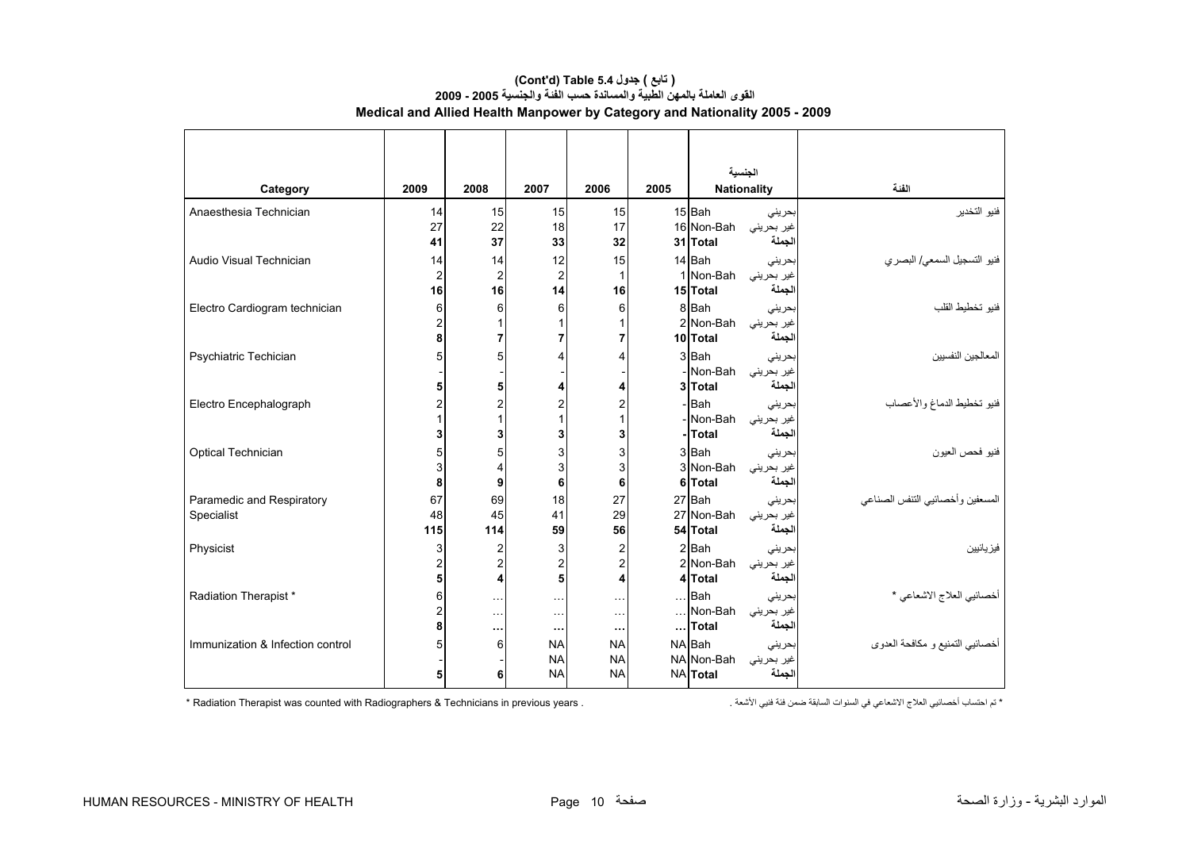# (Cont'd) Table 5.4 ( تابع ) جدول

## القوى العاملة بالمهن الطبية والمساندة حسب الفئة والجنسية 2005 - 2009

## Medical and Allied Health Manpower by Category and Nationality 2005 - 2009

| Category | 2009 | 2008 | 2007 | 2006 | 2005 | Nationality | الجنسية | الفئة |
|---|---|---|---|---|---|---|---|---|
| Anaesthesia Technician | 14 | 15 | 15 | 15 | 15 | Bah | بحريني | فنيو التخدير |
| | 27 | 22 | 18 | 17 | 16 | Non-Bah | غير بحريني | |
| | **41** | **37** | **33** | **32** | **31** | **Total** | **الجملة** | |
| Audio Visual Technician | 14 | 14 | 12 | 15 | 14 | Bah | بحريني | فنيو التسجيل السمعي/ البصري |
| | 2 | 2 | 2 | 1 | 1 | Non-Bah | غير بحريني | |
| | **16** | **16** | **14** | **16** | **15** | **Total** | **الجملة** | |
| Electro Cardiogram technician | 6 | 6 | 6 | 6 | 8 | Bah | بحريني | فنيو تخطيط القلب |
| | 2 | 1 | 1 | 1 | 2 | Non-Bah | غير بحريني | |
| | **8** | **7** | **7** | **7** | **10** | **Total** | **الجملة** | |
| Psychiatric Techician | 5 | 5 | 4 | 4 | 3 | Bah | بحريني | المعالجين النفسيين |
| | - | - | - | - | - | Non-Bah | غير بحريني | |
| | **5** | **5** | **4** | **4** | **3** | **Total** | **الجملة** | |
| Electro Encephalograph | 2 | 2 | 2 | 2 | - | Bah | بحريني | فنيو تخطيط الدماغ والأعصاب |
| | 1 | 1 | 1 | 1 | - | Non-Bah | غير بحريني | |
| | **3** | **3** | **3** | **3** | **-** | **Total** | **الجملة** | |
| Optical Technician | 5 | 5 | 3 | 3 | 3 | Bah | بحريني | فنيو فحص العيون |
| | 3 | 4 | 3 | 3 | 3 | Non-Bah | غير بحريني | |
| | **8** | **9** | **6** | **6** | **6** | **Total** | **الجملة** | |
| Paramedic and Respiratory Specialist | 67 | 69 | 18 | 27 | 27 | Bah | بحريني | المسعفين وأخصائيي التنفس الصناعي |
| | 48 | 45 | 41 | 29 | 27 | Non-Bah | غير بحريني | |
| | **115** | **114** | **59** | **56** | **54** | **Total** | **الجملة** | |
| Physicist | 3 | 2 | 3 | 2 | 2 | Bah | بحريني | فيزيائيين |
| | 2 | 2 | 2 | 2 | 2 | Non-Bah | غير بحريني | |
| | **5** | **4** | **5** | **4** | **4** | **Total** | **الجملة** | |
| Radiation Therapist * | 6 | … | … | … | … | Bah | بحريني | أخصائيي العلاج الاشعاعي * |
| | 2 | … | … | … | … | Non-Bah | غير بحريني | |
| | **8** | **…** | **…** | **…** | **…** | **Total** | **الجملة** | |
| Immunization & Infection control | 5 | 6 | NA | NA | NA | Bah | بحريني | أخصائيي التمنيع و مكافحة العدوى |
| | - | - | NA | NA | NA | Non-Bah | غير بحريني | |
| | **5** | **6** | NA | NA | NA | **Total** | **الجملة** | |

* Radiation Therapist was counted with Radiographers & Technicians in previous years .

* تم احتساب أخصائيي العلاج الاشعاعي في السنوات السابقة ضمن فئة فنيي الأشعة .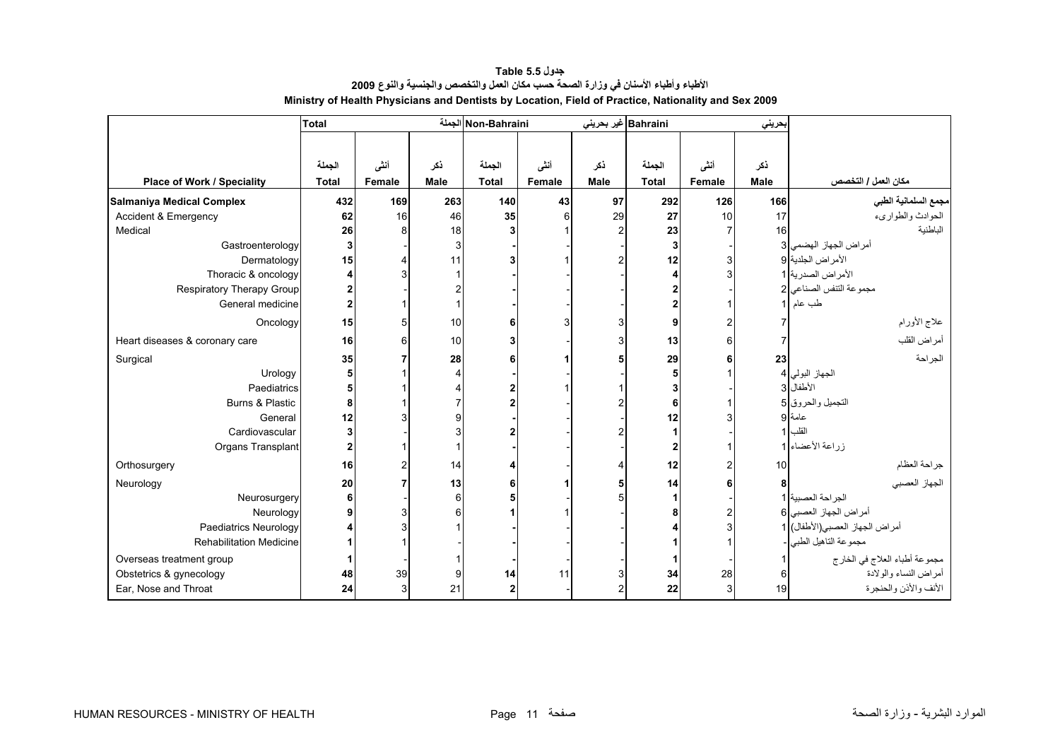**جدول 5.5 Table**

**الأطباء وأطباء الأسنان في وزارة الصحة حسب مكان العمل والتخصص والجنسية والنوع 2009**

**Ministry of Health Physicians and Dentists by Location, Field of Practice, Nationality and Sex 2009**

| | Total | | الجملة | Non-Bahraini | | غير بحريني | Bahraini | | بحريني | |
|---|---|---|---|---|---|---|---|---|---|---|
| | الجملة | أنثى | ذكر | الجملة | أنثى | ذكر | الجملة | أنثى | ذكر | |
| **Place of Work / Speciality** | **Total** | **Female** | **Male** | **Total** | **Female** | **Male** | **Total** | **Female** | **Male** | **مكان العمل / التخصص** |
| **Salmaniya Medical Complex** | **432** | **169** | **263** | **140** | **43** | **97** | **292** | **126** | **166** | **مجمع السلمانية الطبي** |
| Accident & Emergency | **62** | 16 | 46 | **35** | 6 | 29 | **27** | 10 | 17 | الحوادث والطوارىء |
| Medical | **26** | 8 | 18 | **3** | 1 | 2 | **23** | 7 | 16 | الباطنية |
| Gastroenterology | **3** | - | 3 | **-** | - | - | **3** | - | 3 | أمراض الجهاز الهضمي |
| Dermatology | **15** | 4 | 11 | **3** | 1 | 2 | **12** | 3 | 9 | الأمراض الجلدية |
| Thoracic & oncology | **4** | 3 | 1 | **-** | - | - | **4** | 3 | 1 | الأمراض الصدرية |
| Respiratory Therapy Group | **2** | - | 2 | **-** | - | - | **2** | - | 2 | مجموعة التنفس الصناعي |
| General medicine | **2** | 1 | 1 | **-** | - | - | **2** | 1 | 1 | طب عام |
| Oncology | **15** | 5 | 10 | **6** | 3 | 3 | **9** | 2 | 7 | علاج الأورام |
| Heart diseases & coronary care | **16** | 6 | 10 | **3** | - | 3 | **13** | 6 | 7 | أمراض القلب |
| Surgical | **35** | **7** | **28** | **6** | **1** | **5** | **29** | **6** | **23** | الجراحة |
| Urology | **5** | 1 | 4 | **-** | - | - | **5** | 1 | 4 | الجهاز البولي |
| Paediatrics | **5** | 1 | 4 | **2** | 1 | 1 | **3** | - | 3 | الأطفال |
| Burns & Plastic | **8** | 1 | 7 | **2** | - | 2 | **6** | 1 | 5 | التجميل والحروق |
| General | **12** | 3 | 9 | **-** | - | - | **12** | 3 | 9 | عامة |
| Cardiovascular | **3** | - | 3 | **2** | - | 2 | **1** | - | 1 | القلب |
| Organs Transplant | **2** | 1 | 1 | **-** | - | - | **2** | 1 | 1 | زراعة الأعضاء |
| Orthosurgery | **16** | 2 | 14 | **4** | - | 4 | **12** | 2 | 10 | جراحة العظام |
| Neurology | **20** | **7** | **13** | **6** | **1** | **5** | **14** | **6** | **8** | الجهاز العصبي |
| Neurosurgery | **6** | - | 6 | **5** | - | 5 | **1** | - | 1 | الجراحة العصبية |
| Neurology | **9** | 3 | 6 | **1** | 1 | - | **8** | 2 | 6 | أمراض الجهاز العصبي |
| Paediatrics Neurology | **4** | 3 | 1 | **-** | - | - | **4** | 3 | 1 | أمراض الجهاز العصبي(الأطفال) |
| Rehabilitation Medicine | **1** | 1 | - | **-** | - | - | **1** | 1 | - | مجموعة التاهيل الطبي |
| Overseas treatment group | **1** | - | 1 | **-** | - | - | **1** | - | 1 | مجموعة أطباء العلاج في الخارج |
| Obstetrics & gynecology | **48** | 39 | 9 | **14** | 11 | 3 | **34** | 28 | 6 | أمراض النساء والولادة |
| Ear, Nose and Throat | **24** | 3 | 21 | **2** | - | 2 | **22** | 3 | 19 | الأنف والأذن والحنجرة |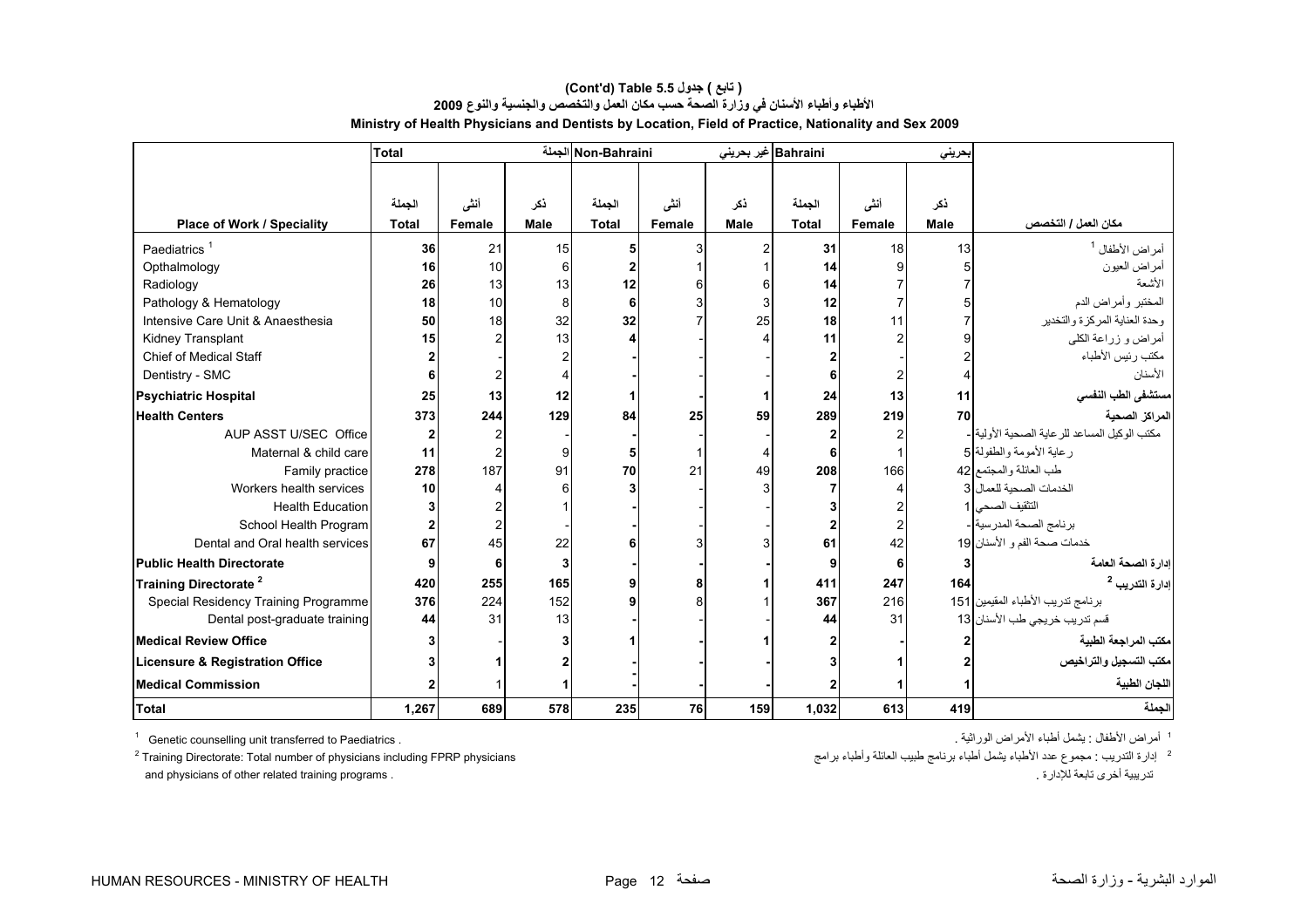# ( تابع ) جدول 5.5 (Cont'd) Table

## الأطباء وأطباء الأسنان في وزارة الصحة حسب مكان العمل والتخصص والجنسية والنوع 2009

## Ministry of Health Physicians and Dentists by Location, Field of Practice, Nationality and Sex 2009

| | Total الجملة | | | Non-Bahraini غير بحريني | | | Bahraini بحريني | | | |
|---|---|---|---|---|---|---|---|---|---|---|
| Place of Work / Speciality | الجملة Total | أنثى Female | ذكر Male | الجملة Total | أنثى Female | ذكر Male | الجملة Total | أنثى Female | ذكر Male | مكان العمل / التخصص |
| Paediatrics [1] | 36 | 21 | 15 | 5 | 3 | 2 | 31 | 18 | 13 | أمراض الأطفال [1] |
| Opthalmology | 16 | 10 | 6 | 2 | 1 | 1 | 14 | 9 | 5 | أمراض العيون |
| Radiology | 26 | 13 | 13 | 12 | 6 | 6 | 14 | 7 | 7 | الأشعة |
| Pathology & Hematology | 18 | 10 | 8 | 6 | 3 | 3 | 12 | 7 | 5 | المختبر وأمراض الدم |
| Intensive Care Unit & Anaesthesia | 50 | 18 | 32 | 32 | 7 | 25 | 18 | 11 | 7 | وحدة العناية المركزة والتخدير |
| Kidney Transplant | 15 | 2 | 13 | 4 | - | 4 | 11 | 2 | 9 | أمراض و زراعة الكلى |
| Chief of Medical Staff | 2 | - | 2 | - | - | - | 2 | - | 2 | مكتب رئيس الأطباء |
| Dentistry - SMC | 6 | 2 | 4 | - | - | - | 6 | 2 | 4 | الأسنان |
| **Psychiatric Hospital** | **25** | **13** | **12** | **1** | **-** | **1** | **24** | **13** | **11** | **مستشفى الطب النفسي** |
| **Health Centers** | **373** | **244** | **129** | **84** | **25** | **59** | **289** | **219** | **70** | **المراكز الصحية** |
| AUP ASST U/SEC Office | 2 | 2 | - | - | - | - | 2 | 2 | - | مكتب الوكيل المساعد للرعاية الصحية الأولية |
| Maternal & child care | 11 | 2 | 9 | 5 | 1 | 4 | 6 | 1 | 5 | رعاية الأمومة والطفولة |
| Family practice | 278 | 187 | 91 | 70 | 21 | 49 | 208 | 166 | 42 | طب العائلة والمجتمع |
| Workers health services | 10 | 4 | 6 | 3 | - | 3 | 7 | 4 | 3 | الخدمات الصحية للعمال |
| Health Education | 3 | 2 | 1 | - | - | - | 3 | 2 | 1 | التثقيف الصحي |
| School Health Program | 2 | 2 | - | - | - | - | 2 | 2 | - | برنامج الصحة المدرسية |
| Dental and Oral health services | 67 | 45 | 22 | 6 | 3 | 3 | 61 | 42 | 19 | خدمات صحة الفم و الأسنان |
| **Public Health Directorate** | **9** | **6** | **3** | **-** | **-** | **-** | **9** | **6** | **3** | **إدارة الصحة العامة** |
| **Training Directorate [2]** | **420** | **255** | **165** | **9** | **8** | **1** | **411** | **247** | **164** | **إدارة التدريب [2]** |
| Special Residency Training Programme | 376 | 224 | 152 | 9 | 8 | 1 | 367 | 216 | 151 | برنامج تدريب الأطباء المقيمين |
| Dental post-graduate training | 44 | 31 | 13 | - | - | - | 44 | 31 | 13 | قسم تدريب خريجي طب الأسنان |
| **Medical Review Office** | **3** | **-** | **3** | **1** | **-** | **1** | **2** | **-** | **2** | **مكتب المراجعة الطبية** |
| **Licensure & Registration Office** | **3** | **1** | **2** | **-** | **-** | **-** | **3** | **1** | **2** | **مكتب التسجيل والتراخيص** |
| **Medical Commission** | **2** | **1** | **1** | **-** | **-** | **-** | **2** | **1** | **1** | **اللجان الطبية** |
| **Total** | **1,267** | **689** | **578** | **235** | **76** | **159** | **1,032** | **613** | **419** | **الجملة** |

[1] Genetic counselling unit transferred to Paediatrics .

[2] Training Directorate: Total number of physicians including FPRP physicians and physicians of other related training programs .

[1] أمراض الأطفال : يشمل أطباء الأمراض الوراثية .

[2] إدارة التدريب : مجموع عدد الأطباء يشمل أطباء برنامج طبيب العائلة وأطباء برامج تدريبية أخرى تابعة للإدارة .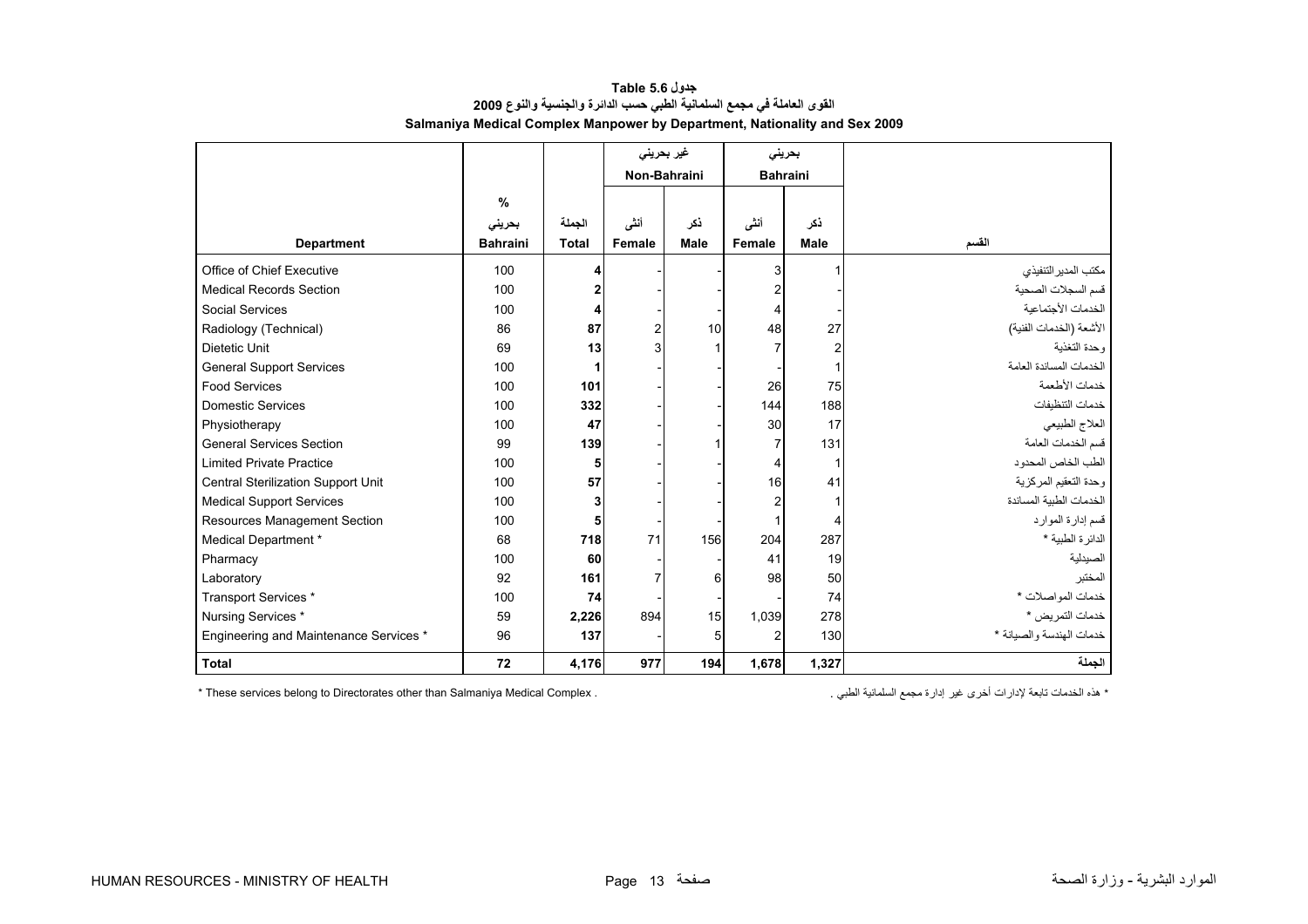**جدول 5.6 Table**

**القوى العاملة في مجمع السلمانية الطبي حسب الدائرة والجنسية والنوع 2009**

**Salmaniya Medical Complex Manpower by Department, Nationality and Sex 2009**

| Department | % بحريني Bahraini | الجملة Total | غير بحريني Non-Bahraini أنثى Female | غير بحريني Non-Bahraini ذكر Male | بحريني Bahraini أنثى Female | بحريني Bahraini ذكر Male | القسم |
|---|---|---|---|---|---|---|---|
| Office of Chief Executive | 100 | 4 | - | - | 3 | 1 | مكتب المدير التنفيذي |
| Medical Records Section | 100 | 2 | - | - | 2 | - | قسم السجلات الصحية |
| Social Services | 100 | 4 | - | - | 4 | - | الخدمات الأجتماعية |
| Radiology (Technical) | 86 | 87 | 2 | 10 | 48 | 27 | الأشعة (الخدمات الفنية) |
| Dietetic Unit | 69 | 13 | 3 | 1 | 7 | 2 | وحدة التغذية |
| General Support Services | 100 | 1 | - | - | - | 1 | الخدمات المساندة العامة |
| Food Services | 100 | 101 | - | - | 26 | 75 | خدمات الأطعمة |
| Domestic Services | 100 | 332 | - | - | 144 | 188 | خدمات التنظيفات |
| Physiotherapy | 100 | 47 | - | - | 30 | 17 | العلاج الطبيعي |
| General Services Section | 99 | 139 | - | 1 | 7 | 131 | قسم الخدمات العامة |
| Limited Private Practice | 100 | 5 | - | - | 4 | 1 | الطب الخاص المحدود |
| Central Sterilization Support Unit | 100 | 57 | - | - | 16 | 41 | وحدة التعقيم المركزية |
| Medical Support Services | 100 | 3 | - | - | 2 | 1 | الخدمات الطبية المساندة |
| Resources Management Section | 100 | 5 | - | - | 1 | 4 | قسم إدارة الموارد |
| Medical Department * | 68 | 718 | 71 | 156 | 204 | 287 | الدائرة الطبية * |
| Pharmacy | 100 | 60 | - | - | 41 | 19 | الصيدلية |
| Laboratory | 92 | 161 | 7 | 6 | 98 | 50 | المختبر |
| Transport Services * | 100 | 74 | - | - | - | 74 | خدمات المواصلات * |
| Nursing Services * | 59 | 2,226 | 894 | 15 | 1,039 | 278 | خدمات التمريض * |
| Engineering and Maintenance Services * | 96 | 137 | - | 5 | 2 | 130 | خدمات الهندسة والصيانة * |
| **Total** | **72** | **4,176** | **977** | **194** | **1,678** | **1,327** | **الجملة** |

* These services belong to Directorates other than Salmaniya Medical Complex .

* هذه الخدمات تابعة لإدارات أخرى غير إدارة مجمع السلمانية الطبي .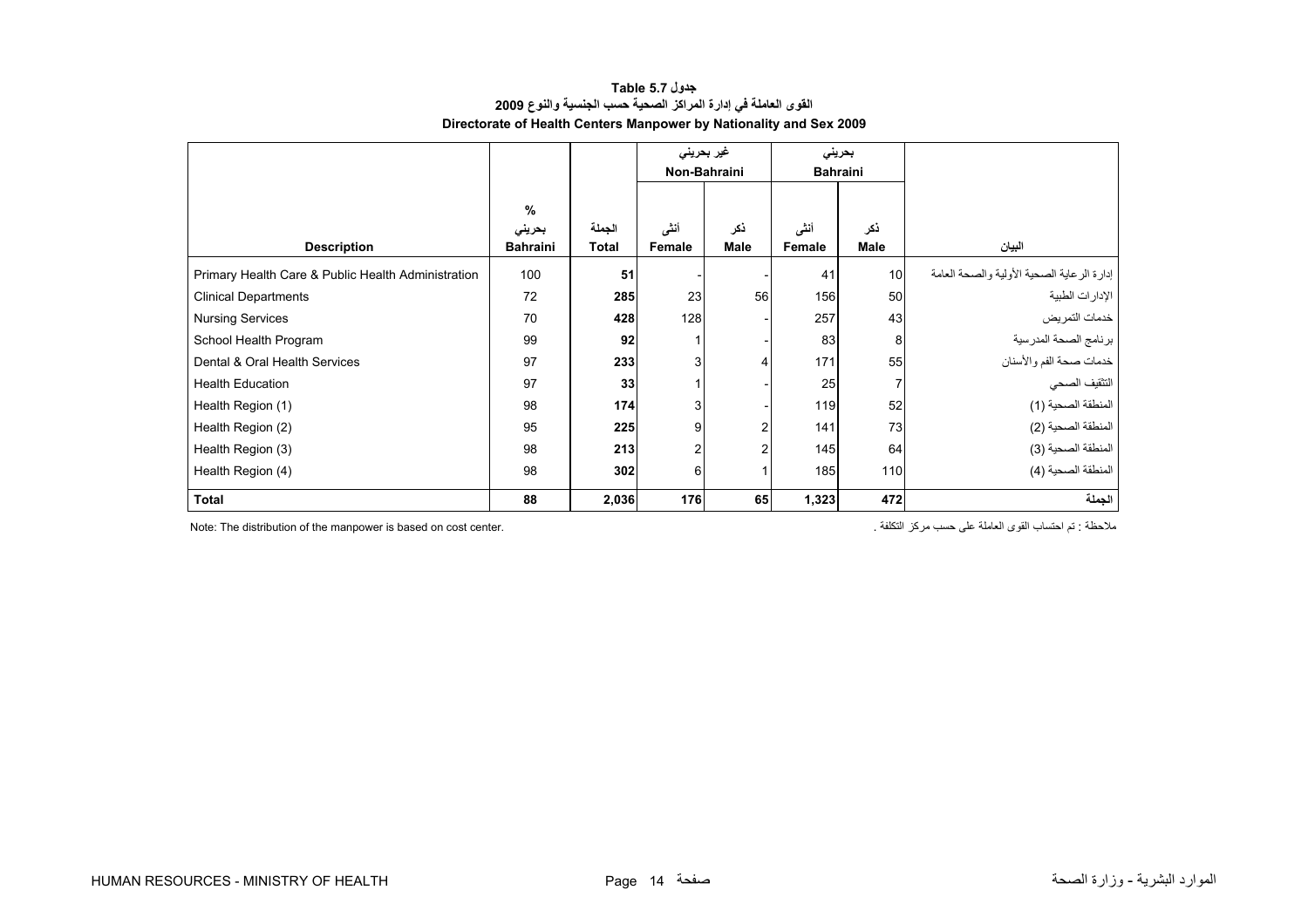**جدول 5.7 Table**

**القوى العاملة في إدارة المراكز الصحية حسب الجنسية والنوع 2009**

**Directorate of Health Centers Manpower by Nationality and Sex 2009**

| | | | غير بحريني Non-Bahraini | | بحريني Bahraini | | |
|---|---|---|---|---|---|---|---|
| **Description** | **% بحريني Bahraini** | **الجملة Total** | **أنثى Female** | **ذكر Male** | **أنثى Female** | **ذكر Male** | **البيان** |
| Primary Health Care & Public Health Administration | 100 | **51** | - | - | 41 | 10 | إدارة الرعاية الصحية الأولية والصحة العامة |
| Clinical Departments | 72 | **285** | 23 | 56 | 156 | 50 | الإدارات الطبية |
| Nursing Services | 70 | **428** | 128 | - | 257 | 43 | خدمات التمريض |
| School Health Program | 99 | **92** | 1 | - | 83 | 8 | برنامج الصحة المدرسية |
| Dental & Oral Health Services | 97 | **233** | 3 | 4 | 171 | 55 | خدمات صحة الفم والأسنان |
| Health Education | 97 | **33** | 1 | - | 25 | 7 | التثقيف الصحي |
| Health Region (1) | 98 | **174** | 3 | - | 119 | 52 | المنطقة الصحية (1) |
| Health Region (2) | 95 | **225** | 9 | 2 | 141 | 73 | المنطقة الصحية (2) |
| Health Region (3) | 98 | **213** | 2 | 2 | 145 | 64 | المنطقة الصحية (3) |
| Health Region (4) | 98 | **302** | 6 | 1 | 185 | 110 | المنطقة الصحية (4) |
| **Total** | **88** | **2,036** | **176** | **65** | **1,323** | **472** | **الجملة** |

Note: The distribution of the manpower is based on cost center.

ملاحظة : تم احتساب القوى العاملة على حسب مركز التكلفة .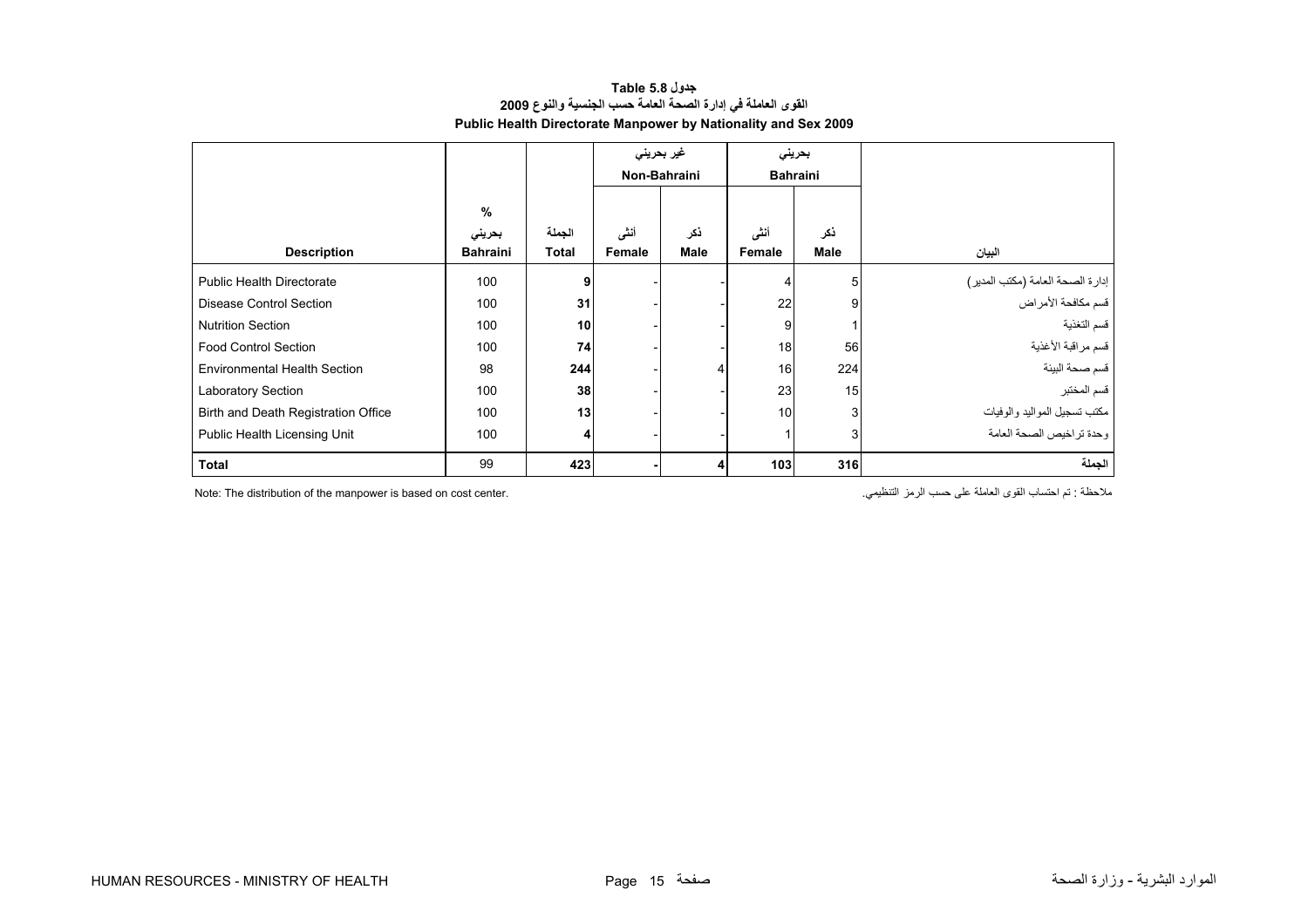**جدول 5.8 Table**

**القوى العاملة في إدارة الصحة العامة حسب الجنسية والنوع 2009**

**Public Health Directorate Manpower by Nationality and Sex 2009**

| | | | غير بحريني Non-Bahraini | | بحريني Bahraini | | |
|---|---|---|---|---|---|---|---|
| **Description** | **%** بحريني **Bahraini** | الجملة **Total** | أنثى **Female** | ذكر **Male** | أنثى **Female** | ذكر **Male** | البيان |
| Public Health Directorate | 100 | **9** | - | - | 4 | 5 | إدارة الصحة العامة (مكتب المدير) |
| Disease Control Section | 100 | **31** | - | - | 22 | 9 | قسم مكافحة الأمراض |
| Nutrition Section | 100 | **10** | - | - | 9 | 1 | قسم التغذية |
| Food Control Section | 100 | **74** | - | - | 18 | 56 | قسم مراقبة الأغذية |
| Environmental Health Section | 98 | **244** | - | 4 | 16 | 224 | قسم صحة البيئة |
| Laboratory Section | 100 | **38** | - | - | 23 | 15 | قسم المختبر |
| Birth and Death Registration Office | 100 | **13** | - | - | 10 | 3 | مكتب تسجيل المواليد والوفيات |
| Public Health Licensing Unit | 100 | **4** | - | - | 1 | 3 | وحدة تراخيص الصحة العامة |
| **Total** | 99 | **423** | **-** | **4** | **103** | **316** | **الجملة** |

Note: The distribution of the manpower is based on cost center.

ملاحظة : تم احتساب القوى العاملة على حسب الرمز التنظيمي.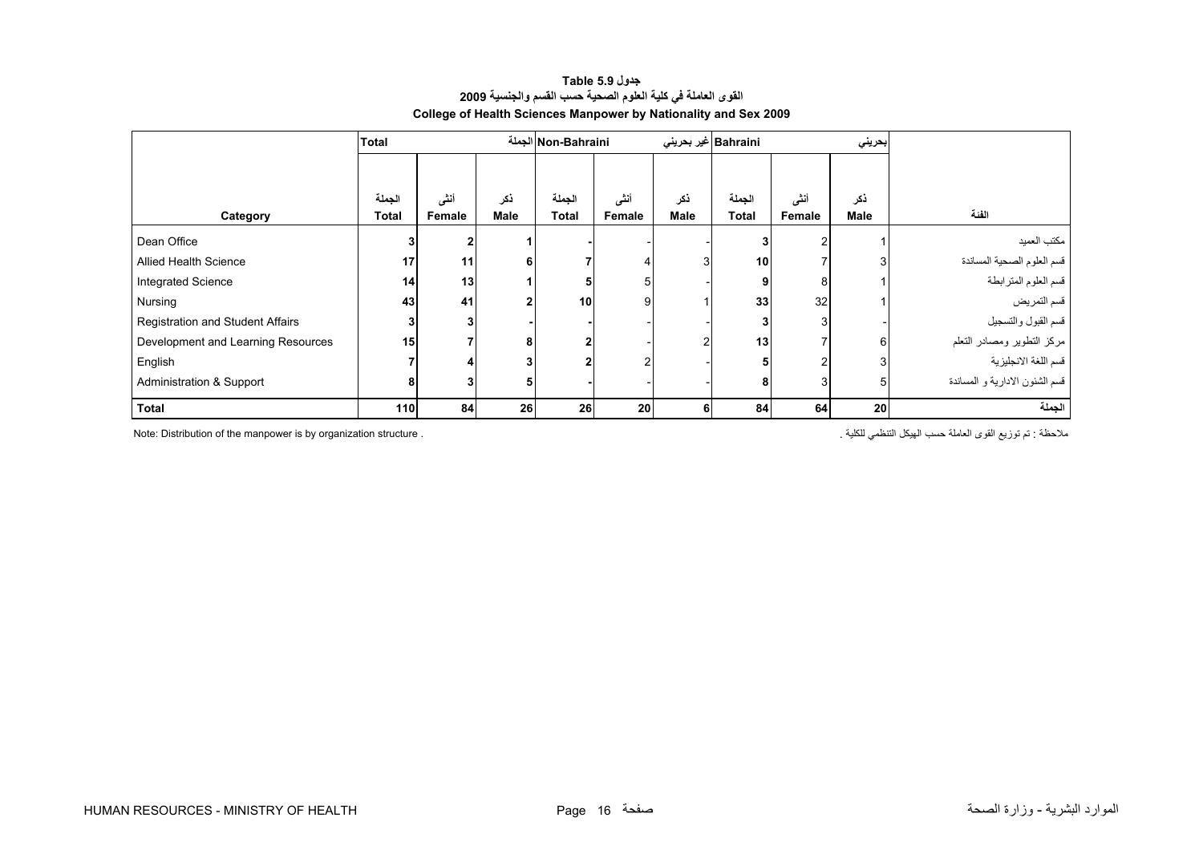# جدول Table 5.9

## القوى العاملة في كلية العلوم الصحية حسب القسم والجنسية 2009

## College of Health Sciences Manpower by Nationality and Sex 2009

| | Total | | الجملة | Non-Bahraini | | غير بحريني | Bahraini | | بحريني | |
|---|---|---|---|---|---|---|---|---|---|---|
| Category | الجملة Total | أنثى Female | ذكر Male | الجملة Total | أنثى Female | ذكر Male | الجملة Total | أنثى Female | ذكر Male | الفئة |
| Dean Office | 3 | 2 | 1 | - | - | - | 3 | 2 | 1 | مكتب العميد |
| Allied Health Science | 17 | 11 | 6 | 7 | 4 | 3 | 10 | 7 | 3 | قسم العلوم الصحية المساندة |
| Integrated Science | 14 | 13 | 1 | 5 | 5 | - | 9 | 8 | 1 | قسم العلوم المترابطة |
| Nursing | 43 | 41 | 2 | 10 | 9 | 1 | 33 | 32 | 1 | قسم التمريض |
| Registration and Student Affairs | 3 | 3 | - | - | - | - | 3 | 3 | - | قسم القبول والتسجيل |
| Development and Learning Resources | 15 | 7 | 8 | 2 | - | 2 | 13 | 7 | 6 | مركز التطوير ومصادر التعلم |
| English | 7 | 4 | 3 | 2 | 2 | - | 5 | 2 | 3 | قسم اللغة الانجليزية |
| Administration & Support | 8 | 3 | 5 | - | - | - | 8 | 3 | 5 | قسم الشئون الادارية و المساندة |
| **Total** | **110** | **84** | **26** | **26** | **20** | **6** | **84** | **64** | **20** | **الجملة** |

Note: Distribution of the manpower is by organization structure .

ملاحظة : تم توزيع القوى العاملة حسب الهيكل التنظمي للكلية .